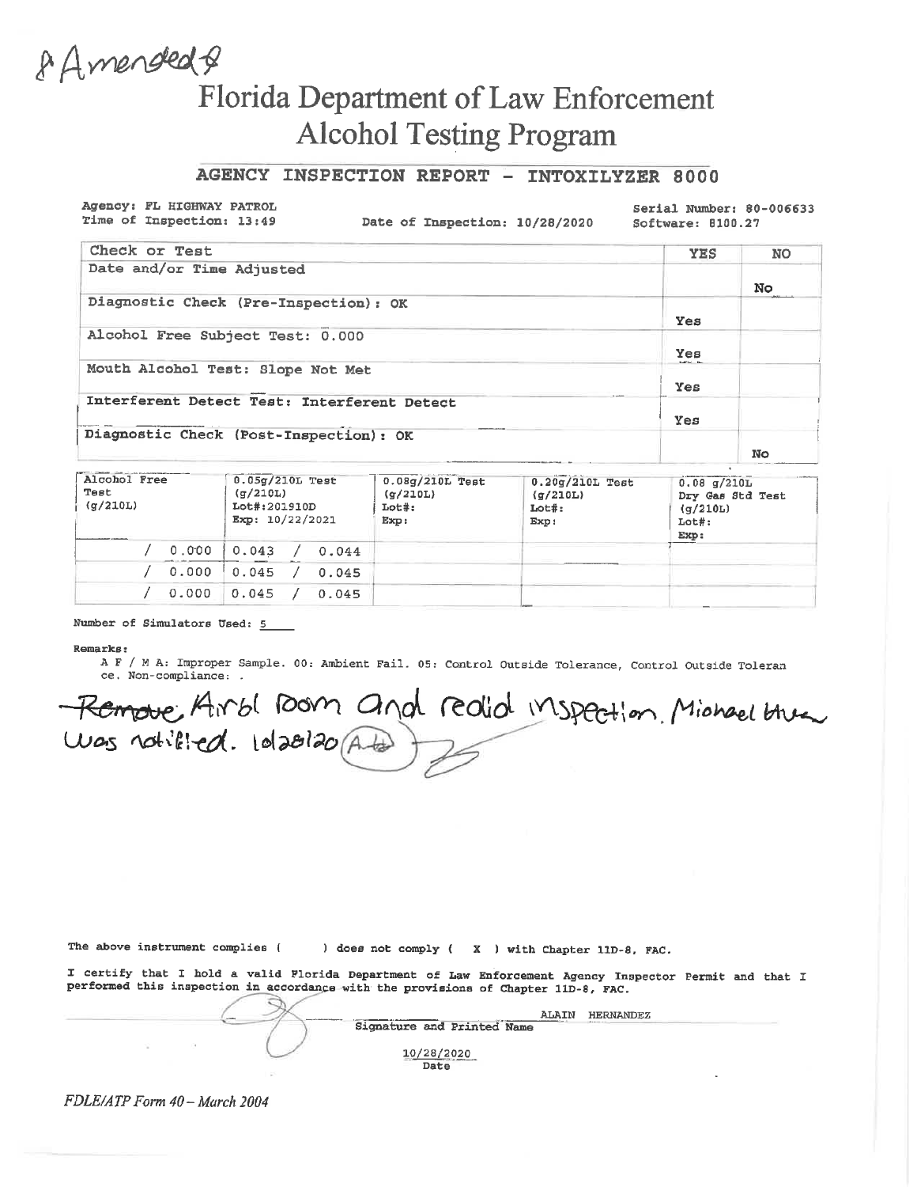& Amended &

# Florida Department of Law Enforcement
# Alcohol Testing Program

## AGENCY INSPECTION REPORT - INTOXILYZER 8000

Agency: FL HIGHWAY PATROL
Time of Inspection: 13:49
Date of Inspection: 10/28/2020
Serial Number: 80-006633
Software: 8100.27

| Check or Test | YES | NO |
|---|---|---|
| Date and/or Time Adjusted | | No |
| Diagnostic Check (Pre-Inspection): OK | Yes | |
| Alcohol Free Subject Test: 0.000 | Yes | |
| Mouth Alcohol Test: Slope Not Met | Yes | |
| Interferent Detect Test: Interferent Detect | Yes | |
| Diagnostic Check (Post-Inspection): OK | | No |

| Alcohol Free Test (g/210L) | 0.05g/210L Test (g/210L) Lot#:201910D Exp: 10/22/2021 | 0.08g/210L Test (g/210L) Lot#: Exp: | 0.20g/210L Test (g/210L) Lot#: Exp: | 0.08 g/210L Dry Gas Std Test (g/210L) Lot#: Exp: |
|---|---|---|---|---|
| / 0.000 | 0.043 / 0.044 | | | |
| / 0.000 | 0.045 / 0.045 | | | |
| / 0.000 | 0.045 / 0.045 | | | |

Number of Simulators Used: 5

**Remarks:**

A F / M A: Improper Sample. 00: Ambient Fail. 05: Control Outside Tolerance, Control Outside Tolerance. Non-compliance: .

~~Remove~~ Airbl room and redid inspection. Michael [illegible] was notified. 10/28/20 (AH)

The above instrument complies ( ) does not comply ( X ) with Chapter 11D-8, FAC.

I certify that I hold a valid Florida Department of Law Enforcement Agency Inspector Permit and that I performed this inspection in accordance with the provisions of Chapter 11D-8, FAC.

ALAIN HERNANDEZ
Signature and Printed Name

10/28/2020
Date

*FDLE/ATP Form 40 – March 2004*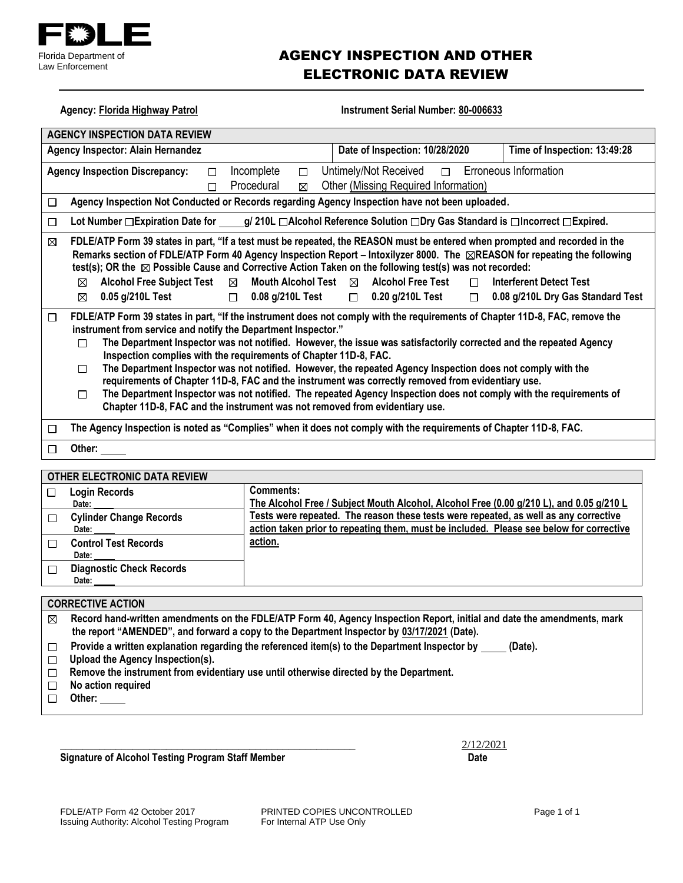FDLE

Florida Department of Law Enforcement

# AGENCY INSPECTION AND OTHER ELECTRONIC DATA REVIEW

**Agency:** **Florida Highway Patrol** **Instrument Serial Number:** **80-006633**

## AGENCY INSPECTION DATA REVIEW

| **Agency Inspector: Alain Hernandez** | **Date of Inspection: 10/28/2020** | **Time of Inspection: 13:49:28** |
|---|---|---|

**Agency Inspection Discrepancy:** ☐ Incomplete ☐ Untimely/Not Received ☐ Erroneous Information ☐ Procedural ☒ Other (Missing Required Information)

☐ **Agency Inspection Not Conducted or Records regarding Agency Inspection have not been uploaded.**

☐ **Lot Number ☐Expiration Date for \_\_\_\_ g/ 210L ☐Alcohol Reference Solution ☐Dry Gas Standard is ☐Incorrect ☐Expired.**

☒ **FDLE/ATP Form 39 states in part, "If a test must be repeated, the REASON must be entered when prompted and recorded in the Remarks section of FDLE/ATP Form 40 Agency Inspection Report – Intoxilyzer 8000. The ☒REASON for repeating the following test(s); OR the ☒ Possible Cause and Corrective Action Taken on the following test(s) was not recorded:**

- ☒ **Alcohol Free Subject Test** ☒ **Mouth Alcohol Test** ☒ **Alcohol Free Test** ☐ **Interferent Detect Test**
- ☒ **0.05 g/210L Test** ☐ **0.08 g/210L Test** ☐ **0.20 g/210L Test** ☐ **0.08 g/210L Dry Gas Standard Test**

☐ **FDLE/ATP Form 39 states in part, "If the instrument does not comply with the requirements of Chapter 11D-8, FAC, remove the instrument from service and notify the Department Inspector."**

- ☐ **The Department Inspector was not notified. However, the issue was satisfactorily corrected and the repeated Agency Inspection complies with the requirements of Chapter 11D-8, FAC.**
- ☐ **The Department Inspector was not notified. However, the repeated Agency Inspection does not comply with the requirements of Chapter 11D-8, FAC and the instrument was correctly removed from evidentiary use.**
- ☐ **The Department Inspector was not notified. The repeated Agency Inspection does not comply with the requirements of Chapter 11D-8, FAC and the instrument was not removed from evidentiary use.**

☐ **The Agency Inspection is noted as "Complies" when it does not comply with the requirements of Chapter 11D-8, FAC.**

☐ **Other:** \_\_\_\_

## OTHER ELECTRONIC DATA REVIEW

| | |
|---|---|
| ☐ **Login Records** Date: \_\_\_\_ | **Comments:** **The Alcohol Free / Subject Mouth Alcohol, Alcohol Free (0.00 g/210 L), and 0.05 g/210 L Tests were repeated. The reason these tests were repeated, as well as any corrective action taken prior to repeating them, must be included. Please see below for corrective action.** |
| ☐ **Cylinder Change Records** Date: \_\_\_\_ | |
| ☐ **Control Test Records** Date: \_\_\_\_ | |
| ☐ **Diagnostic Check Records** Date: \_\_\_\_ | |

## CORRECTIVE ACTION

- ☒ **Record hand-written amendments on the FDLE/ATP Form 40, Agency Inspection Report, initial and date the amendments, mark the report "AMENDED", and forward a copy to the Department Inspector by 03/17/2021 (Date).**
- ☐ **Provide a written explanation regarding the referenced item(s) to the Department Inspector by \_\_\_\_ (Date).**
- ☐ **Upload the Agency Inspection(s).**
- ☐ **Remove the instrument from evidentiary use until otherwise directed by the Department.**
- ☐ **No action required**
- ☐ **Other:** \_\_\_\_

\_\_\_\_\_\_\_\_\_\_\_\_\_\_\_\_\_\_\_\_\_\_\_\_\_\_\_\_\_\_\_\_\_\_\_\_\_\_\_\_ 2/12/2021

**Signature of Alcohol Testing Program Staff Member** **Date**

FDLE/ATP Form 42 October 2017
Issuing Authority: Alcohol Testing Program

PRINTED COPIES UNCONTROLLED
For Internal ATP Use Only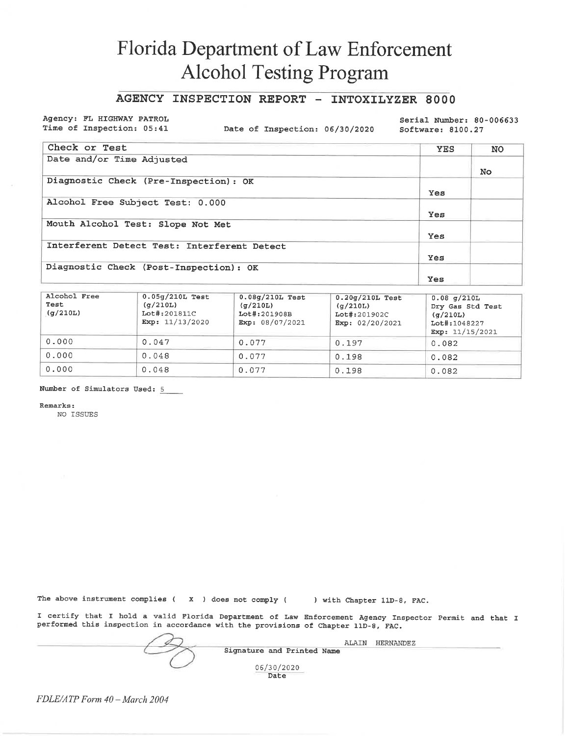# Florida Department of Law Enforcement
# Alcohol Testing Program

## AGENCY INSPECTION REPORT - INTOXILYZER 8000

Agency: FL HIGHWAY PATROL
Time of Inspection: 05:41
Date of Inspection: 06/30/2020
Serial Number: 80-006633
Software: 8100.27

| Check or Test | YES | NO |
|---|---|---|
| Date and/or Time Adjusted | | No |
| Diagnostic Check (Pre-Inspection): OK | Yes | |
| Alcohol Free Subject Test: 0.000 | Yes | |
| Mouth Alcohol Test: Slope Not Met | Yes | |
| Interferent Detect Test: Interferent Detect | Yes | |
| Diagnostic Check (Post-Inspection): OK | Yes | |

| Alcohol Free Test (g/210L) | 0.05g/210L Test (g/210L) Lot#:201811C Exp: 11/13/2020 | 0.08g/210L Test (g/210L) Lot#:201908B Exp: 08/07/2021 | 0.20g/210L Test (g/210L) Lot#:201902C Exp: 02/20/2021 | 0.08 g/210L Dry Gas Std Test (g/210L) Lot#:1048227 Exp: 11/15/2021 |
|---|---|---|---|---|
| 0.000 | 0.047 | 0.077 | 0.197 | 0.082 |
| 0.000 | 0.048 | 0.077 | 0.198 | 0.082 |
| 0.000 | 0.048 | 0.077 | 0.198 | 0.082 |

Number of Simulators Used: 5

Remarks:
NO ISSUES

The above instrument complies ( X ) does not comply ( ) with Chapter 11D-8, FAC.

I certify that I hold a valid Florida Department of Law Enforcement Agency Inspector Permit and that I performed this inspection in accordance with the provisions of Chapter 11D-8, FAC.

ALAIN HERNANDEZ
Signature and Printed Name

06/30/2020
Date

*FDLE/ATP Form 40 – March 2004*